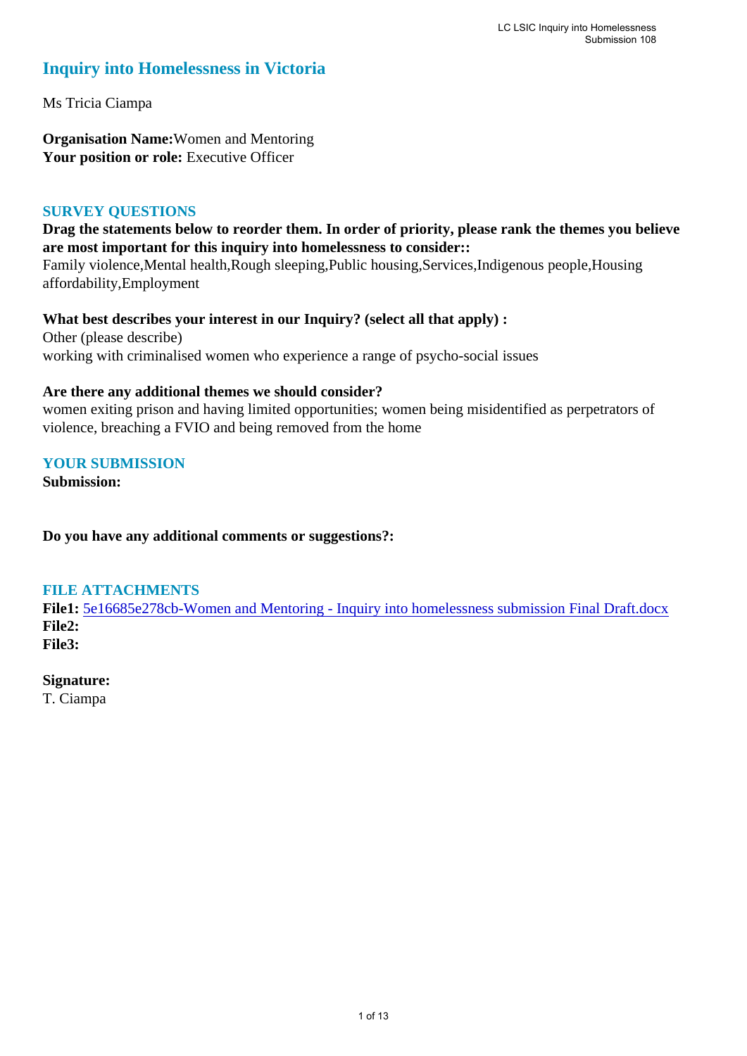# Inquiry into Homelessness in Victoria

Ms Tricia Ciampa

**Organisation Name:** Women and Mentoring
**Your position or role:** Executive Officer

## SURVEY QUESTIONS

**Drag the statements below to reorder them. In order of priority, please rank the themes you believe are most important for this inquiry into homelessness to consider::**
Family violence,Mental health,Rough sleeping,Public housing,Services,Indigenous people,Housing affordability,Employment

**What best describes your interest in our Inquiry? (select all that apply) :**
Other (please describe)
working with criminalised women who experience a range of psycho-social issues

**Are there any additional themes we should consider?**
women exiting prison and having limited opportunities; women being misidentified as perpetrators of violence, breaching a FVIO and being removed from the home

## YOUR SUBMISSION

**Submission:**

**Do you have any additional comments or suggestions?:**

## FILE ATTACHMENTS

**File1:** 5e16685e278cb-Women and Mentoring - Inquiry into homelessness submission Final Draft.docx
**File2:**
**File3:**

**Signature:**
T. Ciampa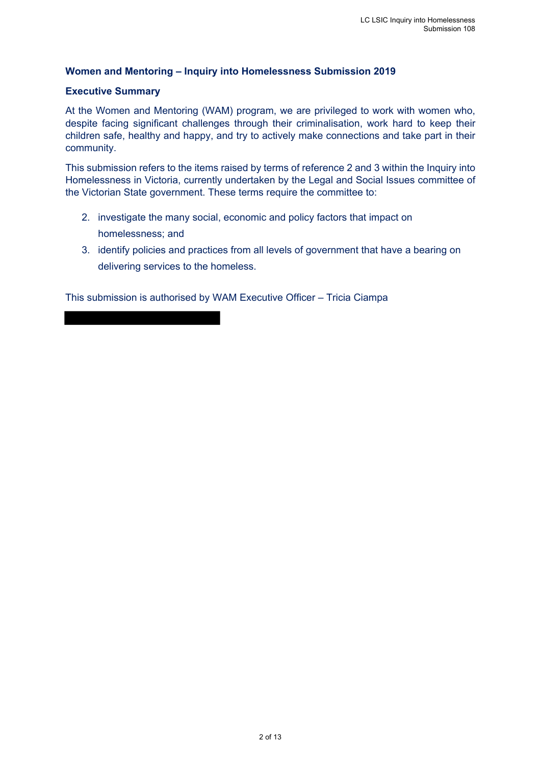**Women and Mentoring – Inquiry into Homelessness Submission 2019**

**Executive Summary**

At the Women and Mentoring (WAM) program, we are privileged to work with women who, despite facing significant challenges through their criminalisation, work hard to keep their children safe, healthy and happy, and try to actively make connections and take part in their community.

This submission refers to the items raised by terms of reference 2 and 3 within the Inquiry into Homelessness in Victoria, currently undertaken by the Legal and Social Issues committee of the Victorian State government. These terms require the committee to:

2. investigate the many social, economic and policy factors that impact on homelessness; and
3. identify policies and practices from all levels of government that have a bearing on delivering services to the homeless.

This submission is authorised by WAM Executive Officer – Tricia Ciampa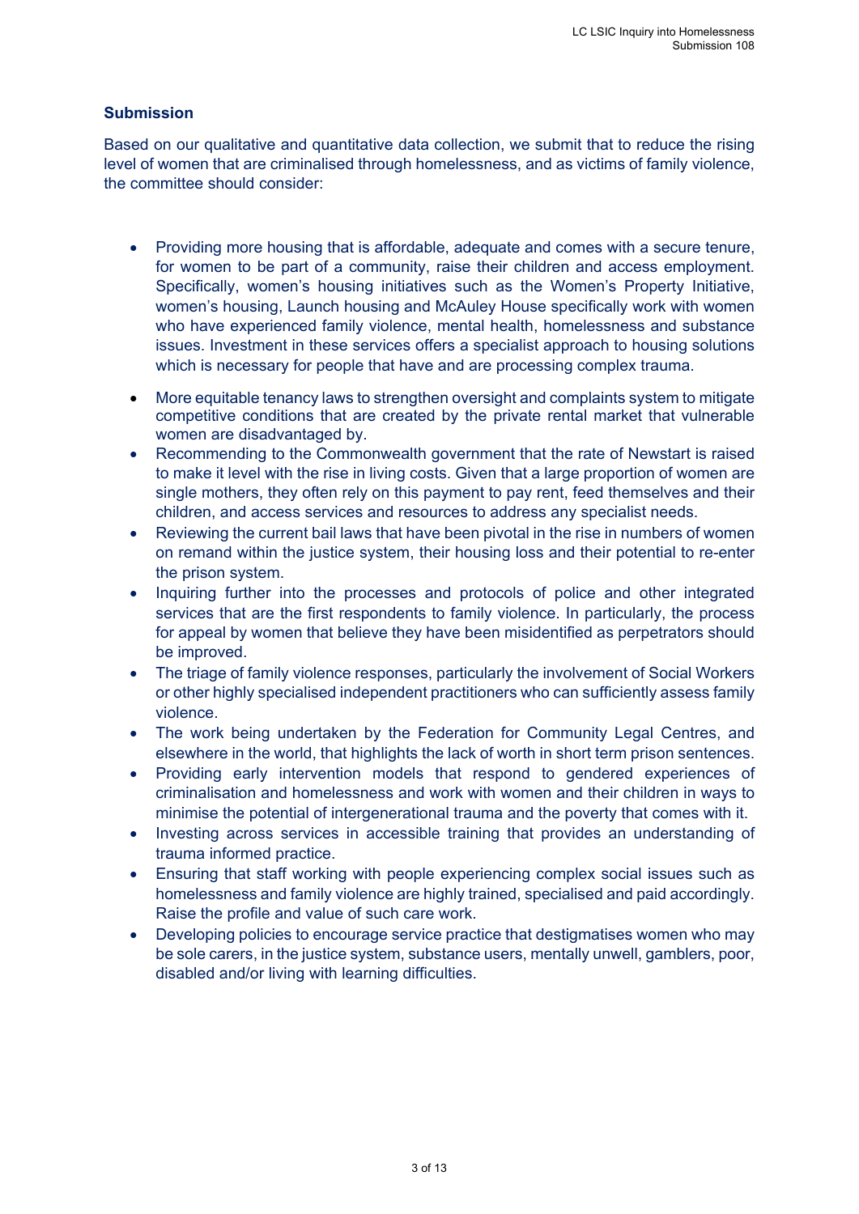**Submission**

Based on our qualitative and quantitative data collection, we submit that to reduce the rising level of women that are criminalised through homelessness, and as victims of family violence, the committee should consider:

- Providing more housing that is affordable, adequate and comes with a secure tenure, for women to be part of a community, raise their children and access employment. Specifically, women's housing initiatives such as the Women's Property Initiative, women's housing, Launch housing and McAuley House specifically work with women who have experienced family violence, mental health, homelessness and substance issues. Investment in these services offers a specialist approach to housing solutions which is necessary for people that have and are processing complex trauma.
- More equitable tenancy laws to strengthen oversight and complaints system to mitigate competitive conditions that are created by the private rental market that vulnerable women are disadvantaged by.
- Recommending to the Commonwealth government that the rate of Newstart is raised to make it level with the rise in living costs. Given that a large proportion of women are single mothers, they often rely on this payment to pay rent, feed themselves and their children, and access services and resources to address any specialist needs.
- Reviewing the current bail laws that have been pivotal in the rise in numbers of women on remand within the justice system, their housing loss and their potential to re-enter the prison system.
- Inquiring further into the processes and protocols of police and other integrated services that are the first respondents to family violence. In particularly, the process for appeal by women that believe they have been misidentified as perpetrators should be improved.
- The triage of family violence responses, particularly the involvement of Social Workers or other highly specialised independent practitioners who can sufficiently assess family violence.
- The work being undertaken by the Federation for Community Legal Centres, and elsewhere in the world, that highlights the lack of worth in short term prison sentences.
- Providing early intervention models that respond to gendered experiences of criminalisation and homelessness and work with women and their children in ways to minimise the potential of intergenerational trauma and the poverty that comes with it.
- Investing across services in accessible training that provides an understanding of trauma informed practice.
- Ensuring that staff working with people experiencing complex social issues such as homelessness and family violence are highly trained, specialised and paid accordingly. Raise the profile and value of such care work.
- Developing policies to encourage service practice that destigmatises women who may be sole carers, in the justice system, substance users, mentally unwell, gamblers, poor, disabled and/or living with learning difficulties.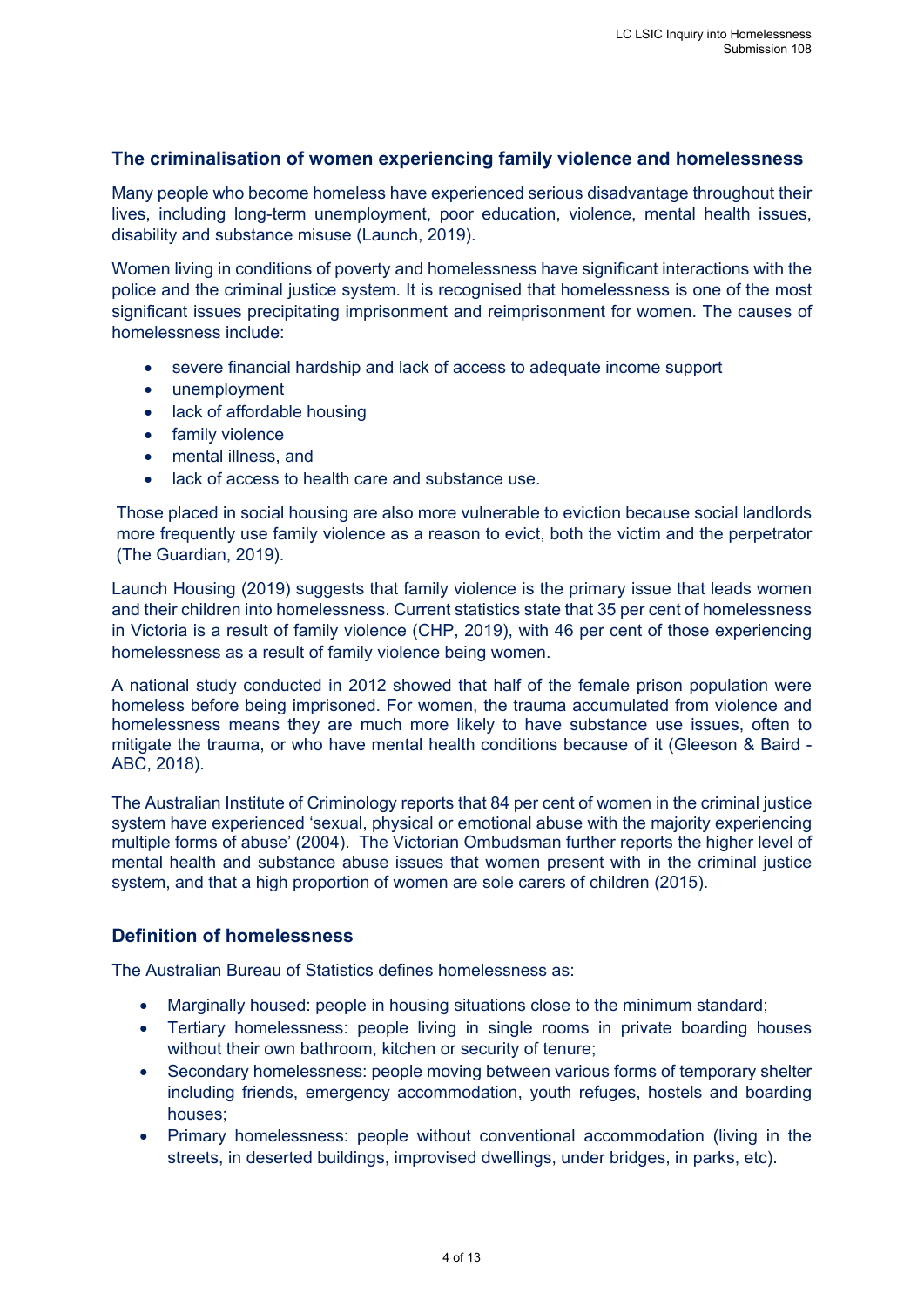## The criminalisation of women experiencing family violence and homelessness

Many people who become homeless have experienced serious disadvantage throughout their lives, including long-term unemployment, poor education, violence, mental health issues, disability and substance misuse (Launch, 2019).

Women living in conditions of poverty and homelessness have significant interactions with the police and the criminal justice system. It is recognised that homelessness is one of the most significant issues precipitating imprisonment and reimprisonment for women. The causes of homelessness include:

- severe financial hardship and lack of access to adequate income support
- unemployment
- lack of affordable housing
- family violence
- mental illness, and
- lack of access to health care and substance use.

Those placed in social housing are also more vulnerable to eviction because social landlords more frequently use family violence as a reason to evict, both the victim and the perpetrator (The Guardian, 2019).

Launch Housing (2019) suggests that family violence is the primary issue that leads women and their children into homelessness. Current statistics state that 35 per cent of homelessness in Victoria is a result of family violence (CHP, 2019), with 46 per cent of those experiencing homelessness as a result of family violence being women.

A national study conducted in 2012 showed that half of the female prison population were homeless before being imprisoned. For women, the trauma accumulated from violence and homelessness means they are much more likely to have substance use issues, often to mitigate the trauma, or who have mental health conditions because of it (Gleeson & Baird - ABC, 2018).

The Australian Institute of Criminology reports that 84 per cent of women in the criminal justice system have experienced 'sexual, physical or emotional abuse with the majority experiencing multiple forms of abuse' (2004). The Victorian Ombudsman further reports the higher level of mental health and substance abuse issues that women present with in the criminal justice system, and that a high proportion of women are sole carers of children (2015).

## Definition of homelessness

The Australian Bureau of Statistics defines homelessness as:

- Marginally housed: people in housing situations close to the minimum standard;
- Tertiary homelessness: people living in single rooms in private boarding houses without their own bathroom, kitchen or security of tenure;
- Secondary homelessness: people moving between various forms of temporary shelter including friends, emergency accommodation, youth refuges, hostels and boarding houses;
- Primary homelessness: people without conventional accommodation (living in the streets, in deserted buildings, improvised dwellings, under bridges, in parks, etc).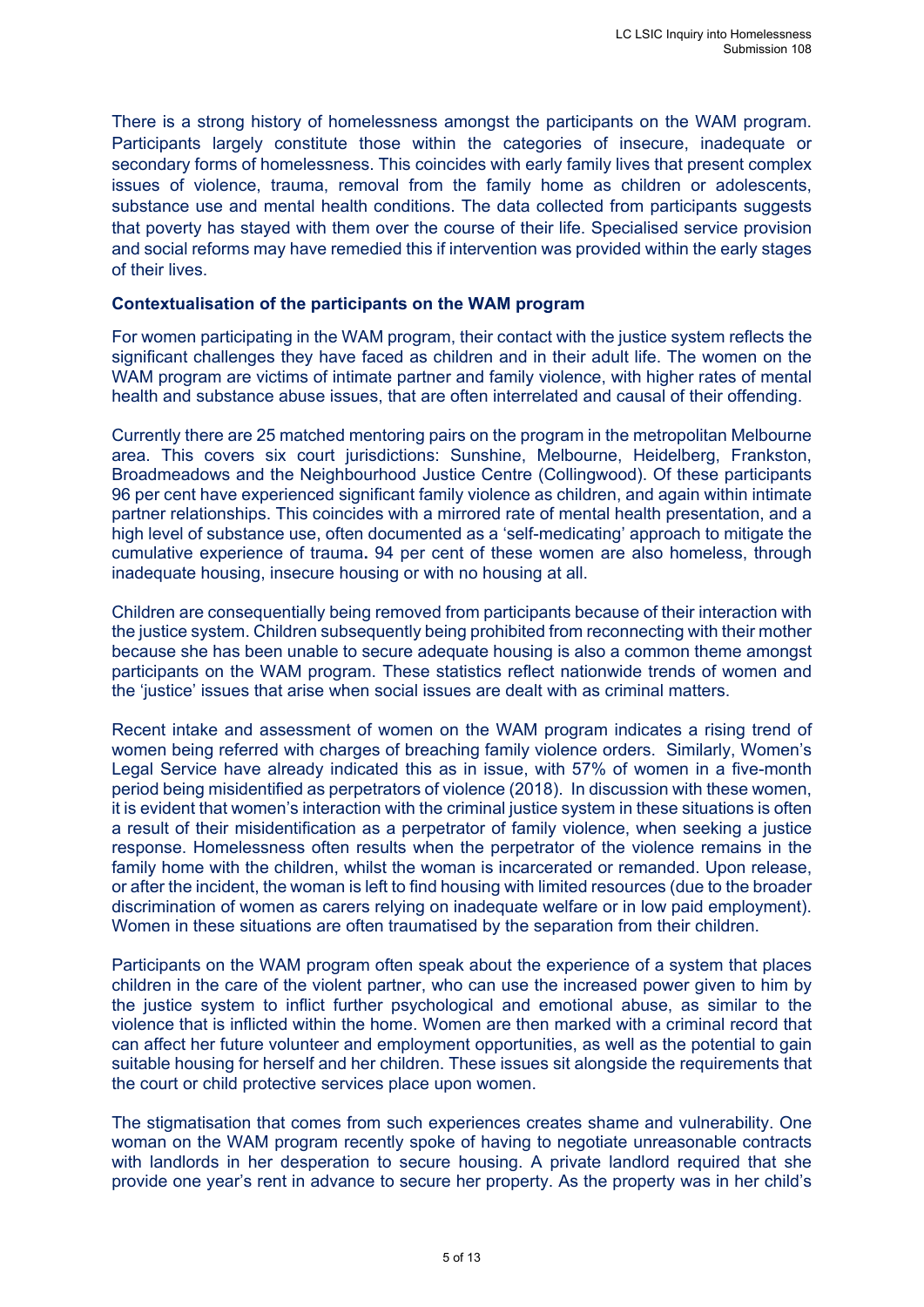There is a strong history of homelessness amongst the participants on the WAM program. Participants largely constitute those within the categories of insecure, inadequate or secondary forms of homelessness. This coincides with early family lives that present complex issues of violence, trauma, removal from the family home as children or adolescents, substance use and mental health conditions. The data collected from participants suggests that poverty has stayed with them over the course of their life. Specialised service provision and social reforms may have remedied this if intervention was provided within the early stages of their lives.

**Contextualisation of the participants on the WAM program**

For women participating in the WAM program, their contact with the justice system reflects the significant challenges they have faced as children and in their adult life. The women on the WAM program are victims of intimate partner and family violence, with higher rates of mental health and substance abuse issues, that are often interrelated and causal of their offending.

Currently there are 25 matched mentoring pairs on the program in the metropolitan Melbourne area. This covers six court jurisdictions: Sunshine, Melbourne, Heidelberg, Frankston, Broadmeadows and the Neighbourhood Justice Centre (Collingwood). Of these participants 96 per cent have experienced significant family violence as children, and again within intimate partner relationships. This coincides with a mirrored rate of mental health presentation, and a high level of substance use, often documented as a 'self-medicating' approach to mitigate the cumulative experience of trauma**.** 94 per cent of these women are also homeless, through inadequate housing, insecure housing or with no housing at all.

Children are consequentially being removed from participants because of their interaction with the justice system. Children subsequently being prohibited from reconnecting with their mother because she has been unable to secure adequate housing is also a common theme amongst participants on the WAM program. These statistics reflect nationwide trends of women and the 'justice' issues that arise when social issues are dealt with as criminal matters.

Recent intake and assessment of women on the WAM program indicates a rising trend of women being referred with charges of breaching family violence orders. Similarly, Women's Legal Service have already indicated this as in issue, with 57% of women in a five-month period being misidentified as perpetrators of violence (2018). In discussion with these women, it is evident that women's interaction with the criminal justice system in these situations is often a result of their misidentification as a perpetrator of family violence, when seeking a justice response. Homelessness often results when the perpetrator of the violence remains in the family home with the children, whilst the woman is incarcerated or remanded. Upon release, or after the incident, the woman is left to find housing with limited resources (due to the broader discrimination of women as carers relying on inadequate welfare or in low paid employment). Women in these situations are often traumatised by the separation from their children.

Participants on the WAM program often speak about the experience of a system that places children in the care of the violent partner, who can use the increased power given to him by the justice system to inflict further psychological and emotional abuse, as similar to the violence that is inflicted within the home. Women are then marked with a criminal record that can affect her future volunteer and employment opportunities, as well as the potential to gain suitable housing for herself and her children. These issues sit alongside the requirements that the court or child protective services place upon women.

The stigmatisation that comes from such experiences creates shame and vulnerability. One woman on the WAM program recently spoke of having to negotiate unreasonable contracts with landlords in her desperation to secure housing. A private landlord required that she provide one year's rent in advance to secure her property. As the property was in her child's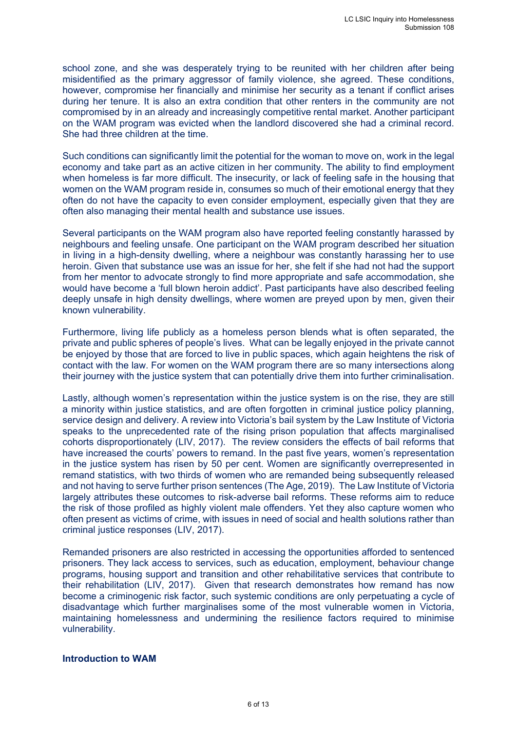school zone, and she was desperately trying to be reunited with her children after being misidentified as the primary aggressor of family violence, she agreed. These conditions, however, compromise her financially and minimise her security as a tenant if conflict arises during her tenure. It is also an extra condition that other renters in the community are not compromised by in an already and increasingly competitive rental market. Another participant on the WAM program was evicted when the landlord discovered she had a criminal record. She had three children at the time.

Such conditions can significantly limit the potential for the woman to move on, work in the legal economy and take part as an active citizen in her community. The ability to find employment when homeless is far more difficult. The insecurity, or lack of feeling safe in the housing that women on the WAM program reside in, consumes so much of their emotional energy that they often do not have the capacity to even consider employment, especially given that they are often also managing their mental health and substance use issues.

Several participants on the WAM program also have reported feeling constantly harassed by neighbours and feeling unsafe. One participant on the WAM program described her situation in living in a high-density dwelling, where a neighbour was constantly harassing her to use heroin. Given that substance use was an issue for her, she felt if she had not had the support from her mentor to advocate strongly to find more appropriate and safe accommodation, she would have become a 'full blown heroin addict'. Past participants have also described feeling deeply unsafe in high density dwellings, where women are preyed upon by men, given their known vulnerability.

Furthermore, living life publicly as a homeless person blends what is often separated, the private and public spheres of people's lives. What can be legally enjoyed in the private cannot be enjoyed by those that are forced to live in public spaces, which again heightens the risk of contact with the law. For women on the WAM program there are so many intersections along their journey with the justice system that can potentially drive them into further criminalisation.

Lastly, although women's representation within the justice system is on the rise, they are still a minority within justice statistics, and are often forgotten in criminal justice policy planning, service design and delivery. A review into Victoria's bail system by the Law Institute of Victoria speaks to the unprecedented rate of the rising prison population that affects marginalised cohorts disproportionately (LIV, 2017). The review considers the effects of bail reforms that have increased the courts' powers to remand. In the past five years, women's representation in the justice system has risen by 50 per cent. Women are significantly overrepresented in remand statistics, with two thirds of women who are remanded being subsequently released and not having to serve further prison sentences (The Age, 2019). The Law Institute of Victoria largely attributes these outcomes to risk-adverse bail reforms. These reforms aim to reduce the risk of those profiled as highly violent male offenders. Yet they also capture women who often present as victims of crime, with issues in need of social and health solutions rather than criminal justice responses (LIV, 2017).

Remanded prisoners are also restricted in accessing the opportunities afforded to sentenced prisoners. They lack access to services, such as education, employment, behaviour change programs, housing support and transition and other rehabilitative services that contribute to their rehabilitation (LIV, 2017). Given that research demonstrates how remand has now become a criminogenic risk factor, such systemic conditions are only perpetuating a cycle of disadvantage which further marginalises some of the most vulnerable women in Victoria, maintaining homelessness and undermining the resilience factors required to minimise vulnerability.

**Introduction to WAM**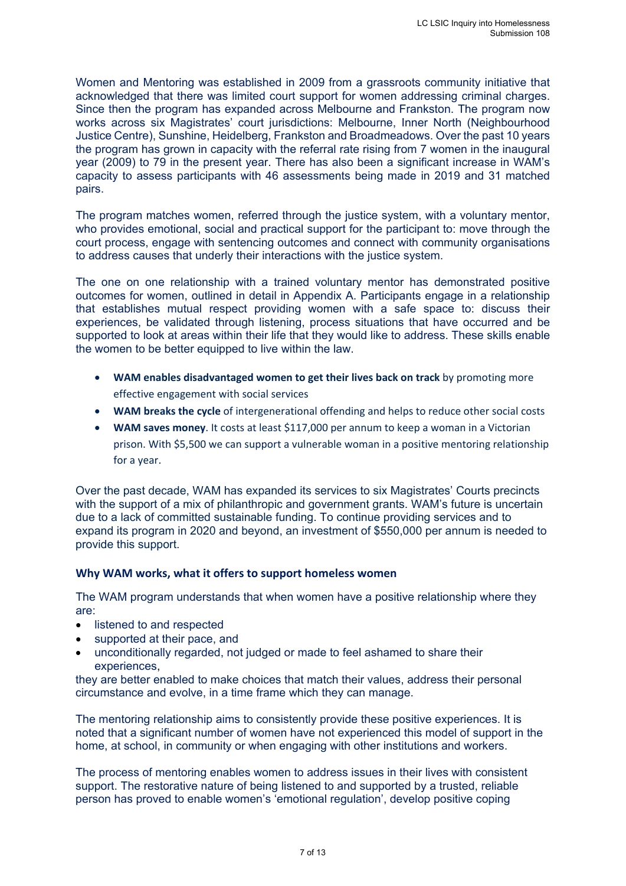Women and Mentoring was established in 2009 from a grassroots community initiative that acknowledged that there was limited court support for women addressing criminal charges. Since then the program has expanded across Melbourne and Frankston. The program now works across six Magistrates' court jurisdictions: Melbourne, Inner North (Neighbourhood Justice Centre), Sunshine, Heidelberg, Frankston and Broadmeadows. Over the past 10 years the program has grown in capacity with the referral rate rising from 7 women in the inaugural year (2009) to 79 in the present year. There has also been a significant increase in WAM's capacity to assess participants with 46 assessments being made in 2019 and 31 matched pairs.

The program matches women, referred through the justice system, with a voluntary mentor, who provides emotional, social and practical support for the participant to: move through the court process, engage with sentencing outcomes and connect with community organisations to address causes that underly their interactions with the justice system.

The one on one relationship with a trained voluntary mentor has demonstrated positive outcomes for women, outlined in detail in Appendix A. Participants engage in a relationship that establishes mutual respect providing women with a safe space to: discuss their experiences, be validated through listening, process situations that have occurred and be supported to look at areas within their life that they would like to address. These skills enable the women to be better equipped to live within the law.

- **WAM enables disadvantaged women to get their lives back on track** by promoting more effective engagement with social services
- **WAM breaks the cycle** of intergenerational offending and helps to reduce other social costs
- **WAM saves money**. It costs at least $117,000 per annum to keep a woman in a Victorian prison. With $5,500 we can support a vulnerable woman in a positive mentoring relationship for a year.

Over the past decade, WAM has expanded its services to six Magistrates' Courts precincts with the support of a mix of philanthropic and government grants. WAM's future is uncertain due to a lack of committed sustainable funding. To continue providing services and to expand its program in 2020 and beyond, an investment of $550,000 per annum is needed to provide this support.

### Why WAM works, what it offers to support homeless women

The WAM program understands that when women have a positive relationship where they are:

- listened to and respected
- supported at their pace, and
- unconditionally regarded, not judged or made to feel ashamed to share their experiences,

they are better enabled to make choices that match their values, address their personal circumstance and evolve, in a time frame which they can manage.

The mentoring relationship aims to consistently provide these positive experiences. It is noted that a significant number of women have not experienced this model of support in the home, at school, in community or when engaging with other institutions and workers.

The process of mentoring enables women to address issues in their lives with consistent support. The restorative nature of being listened to and supported by a trusted, reliable person has proved to enable women's 'emotional regulation', develop positive coping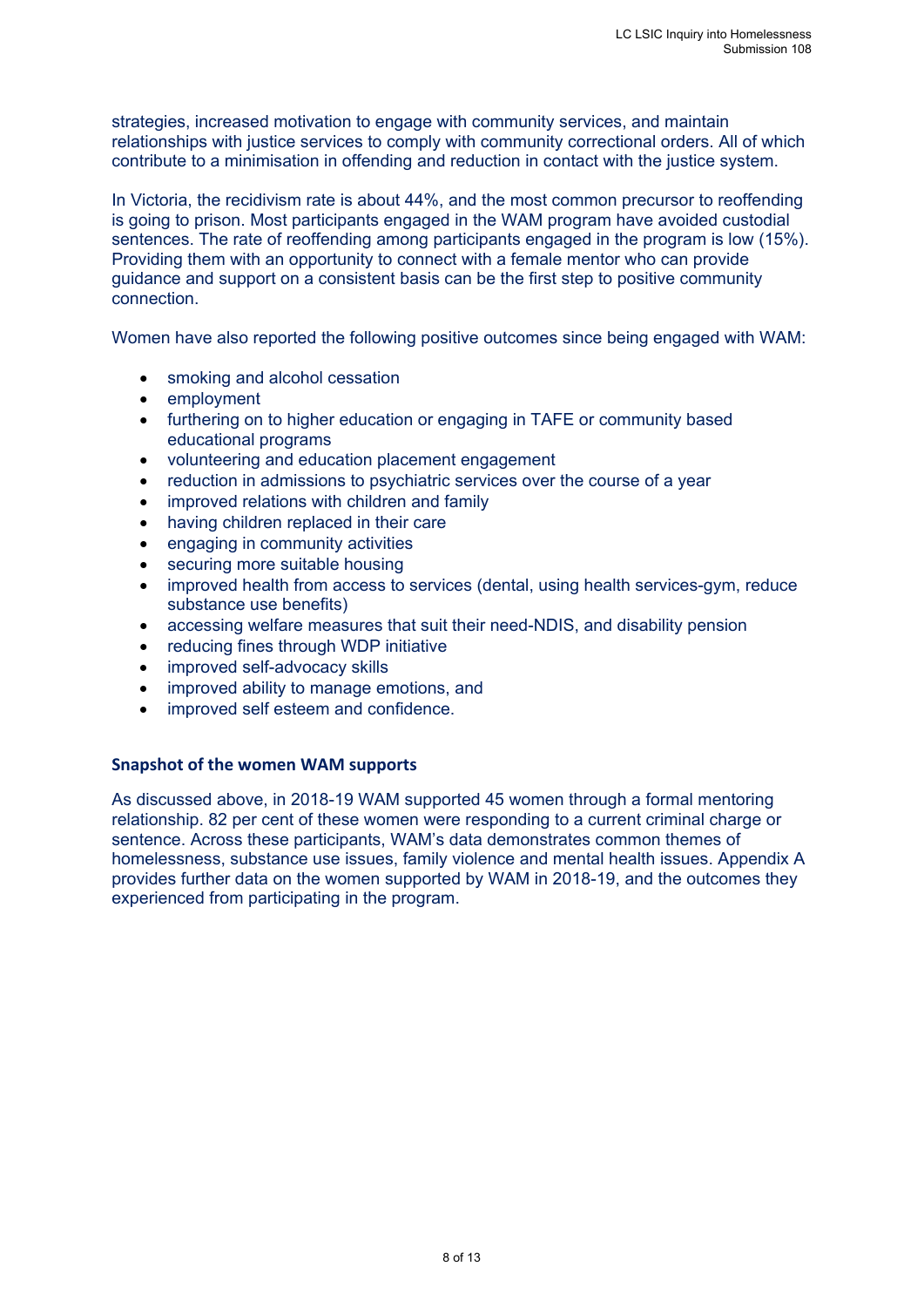strategies, increased motivation to engage with community services, and maintain relationships with justice services to comply with community correctional orders. All of which contribute to a minimisation in offending and reduction in contact with the justice system.

In Victoria, the recidivism rate is about 44%, and the most common precursor to reoffending is going to prison. Most participants engaged in the WAM program have avoided custodial sentences. The rate of reoffending among participants engaged in the program is low (15%). Providing them with an opportunity to connect with a female mentor who can provide guidance and support on a consistent basis can be the first step to positive community connection.

Women have also reported the following positive outcomes since being engaged with WAM:

- smoking and alcohol cessation
- employment
- furthering on to higher education or engaging in TAFE or community based educational programs
- volunteering and education placement engagement
- reduction in admissions to psychiatric services over the course of a year
- improved relations with children and family
- having children replaced in their care
- engaging in community activities
- securing more suitable housing
- improved health from access to services (dental, using health services-gym, reduce substance use benefits)
- accessing welfare measures that suit their need-NDIS, and disability pension
- reducing fines through WDP initiative
- improved self-advocacy skills
- improved ability to manage emotions, and
- improved self esteem and confidence.

### Snapshot of the women WAM supports

As discussed above, in 2018-19 WAM supported 45 women through a formal mentoring relationship. 82 per cent of these women were responding to a current criminal charge or sentence. Across these participants, WAM's data demonstrates common themes of homelessness, substance use issues, family violence and mental health issues. Appendix A provides further data on the women supported by WAM in 2018-19, and the outcomes they experienced from participating in the program.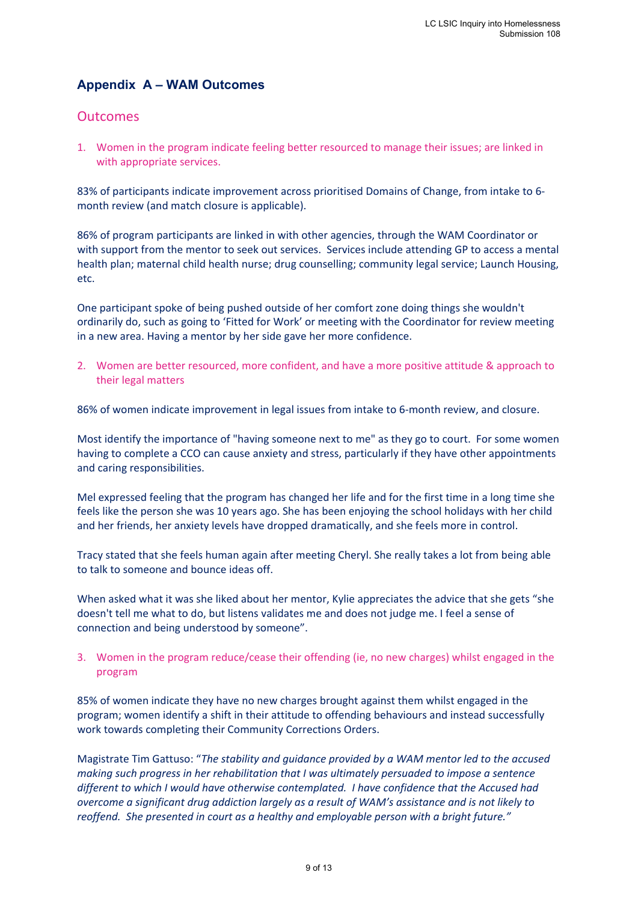## Appendix A – WAM Outcomes

### Outcomes

1. Women in the program indicate feeling better resourced to manage their issues; are linked in with appropriate services.

83% of participants indicate improvement across prioritised Domains of Change, from intake to 6-month review (and match closure is applicable).

86% of program participants are linked in with other agencies, through the WAM Coordinator or with support from the mentor to seek out services. Services include attending GP to access a mental health plan; maternal child health nurse; drug counselling; community legal service; Launch Housing, etc.

One participant spoke of being pushed outside of her comfort zone doing things she wouldn't ordinarily do, such as going to 'Fitted for Work' or meeting with the Coordinator for review meeting in a new area. Having a mentor by her side gave her more confidence.

2. Women are better resourced, more confident, and have a more positive attitude & approach to their legal matters

86% of women indicate improvement in legal issues from intake to 6-month review, and closure.

Most identify the importance of "having someone next to me" as they go to court. For some women having to complete a CCO can cause anxiety and stress, particularly if they have other appointments and caring responsibilities.

Mel expressed feeling that the program has changed her life and for the first time in a long time she feels like the person she was 10 years ago. She has been enjoying the school holidays with her child and her friends, her anxiety levels have dropped dramatically, and she feels more in control.

Tracy stated that she feels human again after meeting Cheryl. She really takes a lot from being able to talk to someone and bounce ideas off.

When asked what it was she liked about her mentor, Kylie appreciates the advice that she gets "she doesn't tell me what to do, but listens validates me and does not judge me. I feel a sense of connection and being understood by someone".

3. Women in the program reduce/cease their offending (ie, no new charges) whilst engaged in the program

85% of women indicate they have no new charges brought against them whilst engaged in the program; women identify a shift in their attitude to offending behaviours and instead successfully work towards completing their Community Corrections Orders.

Magistrate Tim Gattuso: "*The stability and guidance provided by a WAM mentor led to the accused making such progress in her rehabilitation that I was ultimately persuaded to impose a sentence different to which I would have otherwise contemplated. I have confidence that the Accused had overcome a significant drug addiction largely as a result of WAM's assistance and is not likely to reoffend. She presented in court as a healthy and employable person with a bright future.*"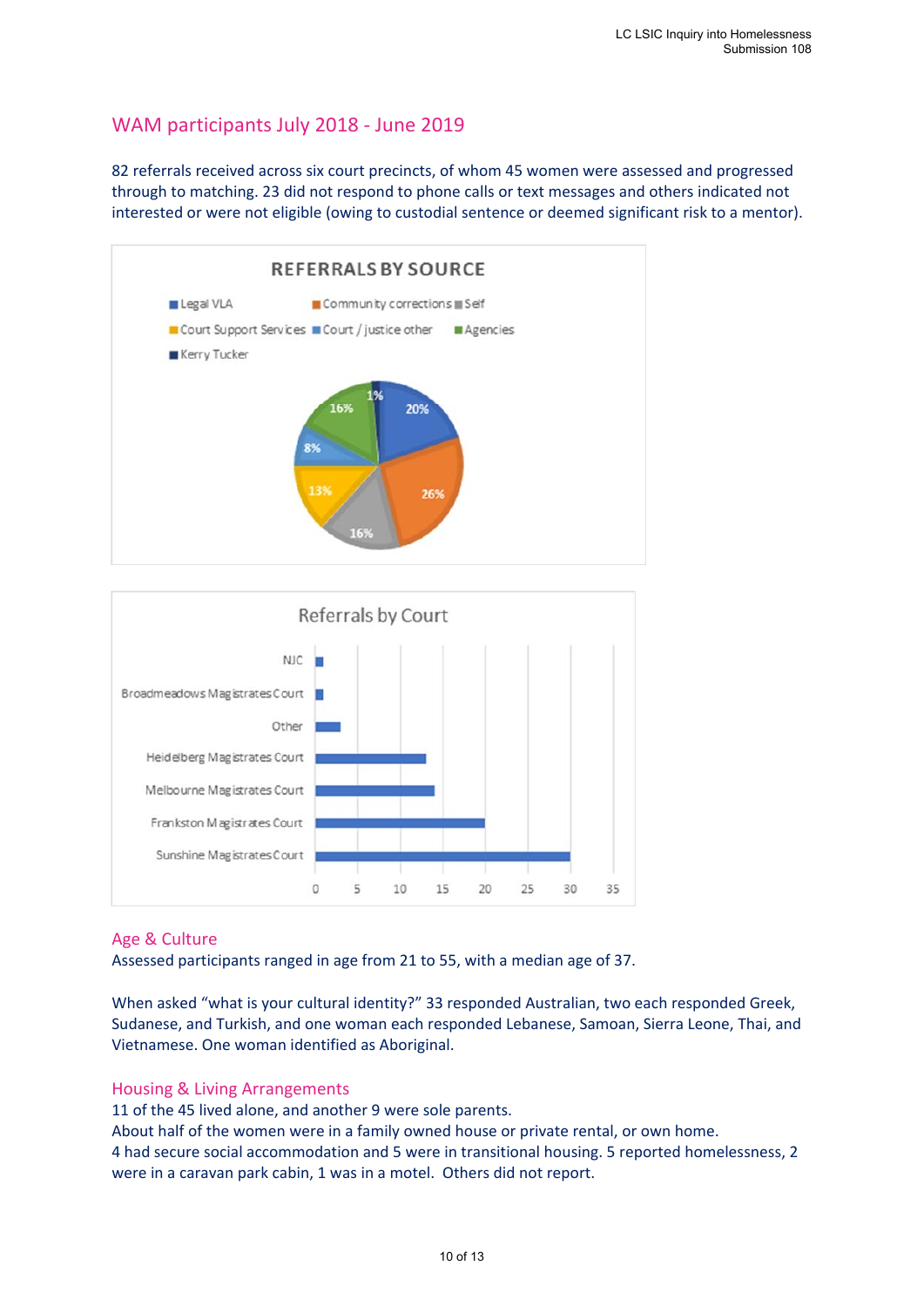## WAM participants July 2018 - June 2019

82 referrals received across six court precincts, of whom 45 women were assessed and progressed through to matching. 23 did not respond to phone calls or text messages and others indicated not interested or were not eligible (owing to custodial sentence or deemed significant risk to a mentor).

**REFERRALS BY SOURCE**

| Source | Share |
| --- | --- |
| Legal VLA | 20% |
| Community corrections | 26% |
| Self | 16% |
| Court Support Services | 13% |
| Court / justice other | 8% |
| Agencies | 16% |
| Kerry Tucker | 1% |

**Referrals by Court**

- NJC
- Broadmeadows Magistrates Court
- Other
- Heidelberg Magistrates Court
- Melbourne Magistrates Court
- Frankston Magistrates Court
- Sunshine Magistrates Court

Axis: 0, 5, 10, 15, 20, 25, 30, 35

### Age & Culture

Assessed participants ranged in age from 21 to 55, with a median age of 37.

When asked "what is your cultural identity?" 33 responded Australian, two each responded Greek, Sudanese, and Turkish, and one woman each responded Lebanese, Samoan, Sierra Leone, Thai, and Vietnamese. One woman identified as Aboriginal.

### Housing & Living Arrangements

11 of the 45 lived alone, and another 9 were sole parents.
About half of the women were in a family owned house or private rental, or own home.
4 had secure social accommodation and 5 were in transitional housing. 5 reported homelessness, 2 were in a caravan park cabin, 1 was in a motel. Others did not report.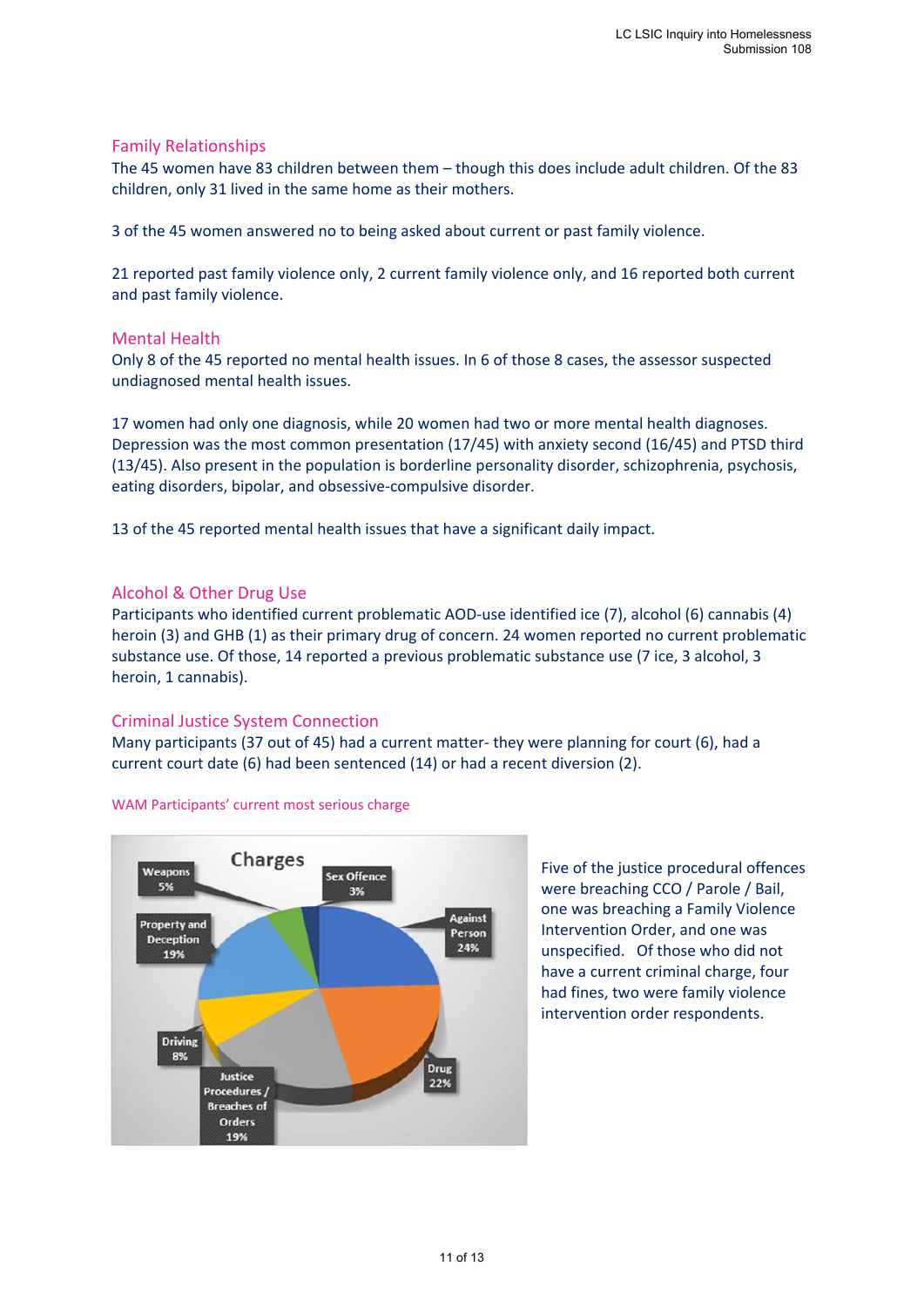## Family Relationships

The 45 women have 83 children between them – though this does include adult children. Of the 83 children, only 31 lived in the same home as their mothers.

3 of the 45 women answered no to being asked about current or past family violence.

21 reported past family violence only, 2 current family violence only, and 16 reported both current and past family violence.

## Mental Health

Only 8 of the 45 reported no mental health issues. In 6 of those 8 cases, the assessor suspected undiagnosed mental health issues.

17 women had only one diagnosis, while 20 women had two or more mental health diagnoses. Depression was the most common presentation (17/45) with anxiety second (16/45) and PTSD third (13/45). Also present in the population is borderline personality disorder, schizophrenia, psychosis, eating disorders, bipolar, and obsessive-compulsive disorder.

13 of the 45 reported mental health issues that have a significant daily impact.

## Alcohol & Other Drug Use

Participants who identified current problematic AOD-use identified ice (7), alcohol (6) cannabis (4) heroin (3) and GHB (1) as their primary drug of concern. 24 women reported no current problematic substance use. Of those, 14 reported a previous problematic substance use (7 ice, 3 alcohol, 3 heroin, 1 cannabis).

## Criminal Justice System Connection

Many participants (37 out of 45) had a current matter- they were planning for court (6), had a current court date (6) had been sentenced (14) or had a recent diversion (2).

WAM Participants' current most serious charge

**Charges**

| Charge | % |
|---|---|
| Against Person | 24% |
| Drug | 22% |
| Justice Procedures / Breaches of Orders | 19% |
| Property and Deception | 19% |
| Driving | 8% |
| Weapons | 5% |
| Sex Offence | 3% |

Five of the justice procedural offences were breaching CCO / Parole / Bail, one was breaching a Family Violence Intervention Order, and one was unspecified. Of those who did not have a current criminal charge, four had fines, two were family violence intervention order respondents.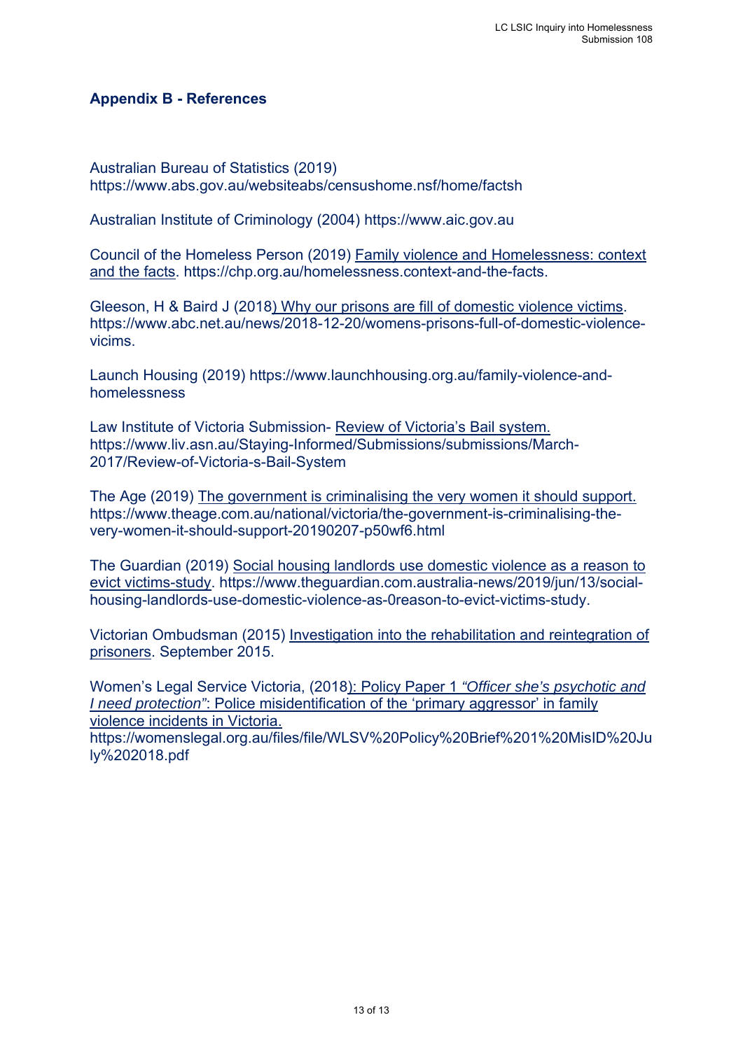## Appendix B - References

Australian Bureau of Statistics (2019) https://www.abs.gov.au/websiteabs/censushome.nsf/home/factsh

Australian Institute of Criminology (2004) https://www.aic.gov.au

Council of the Homeless Person (2019) Family violence and Homelessness: context and the facts. https://chp.org.au/homelessness.context-and-the-facts.

Gleeson, H & Baird J (2018) Why our prisons are fill of domestic violence victims. https://www.abc.net.au/news/2018-12-20/womens-prisons-full-of-domestic-violence-vicims.

Launch Housing (2019) https://www.launchhousing.org.au/family-violence-and-homelessness

Law Institute of Victoria Submission- Review of Victoria's Bail system. https://www.liv.asn.au/Staying-Informed/Submissions/submissions/March-2017/Review-of-Victoria-s-Bail-System

The Age (2019) The government is criminalising the very women it should support. https://www.theage.com.au/national/victoria/the-government-is-criminalising-the-very-women-it-should-support-20190207-p50wf6.html

The Guardian (2019) Social housing landlords use domestic violence as a reason to evict victims-study. https://www.theguardian.com.australia-news/2019/jun/13/social-housing-landlords-use-domestic-violence-as-0reason-to-evict-victims-study.

Victorian Ombudsman (2015) Investigation into the rehabilitation and reintegration of prisoners. September 2015.

Women's Legal Service Victoria, (2018): Policy Paper 1 *"Officer she's psychotic and I need protection"*: Police misidentification of the 'primary aggressor' in family violence incidents in Victoria. https://womenslegal.org.au/files/file/WLSV%20Policy%20Brief%201%20MisID%20July%202018.pdf